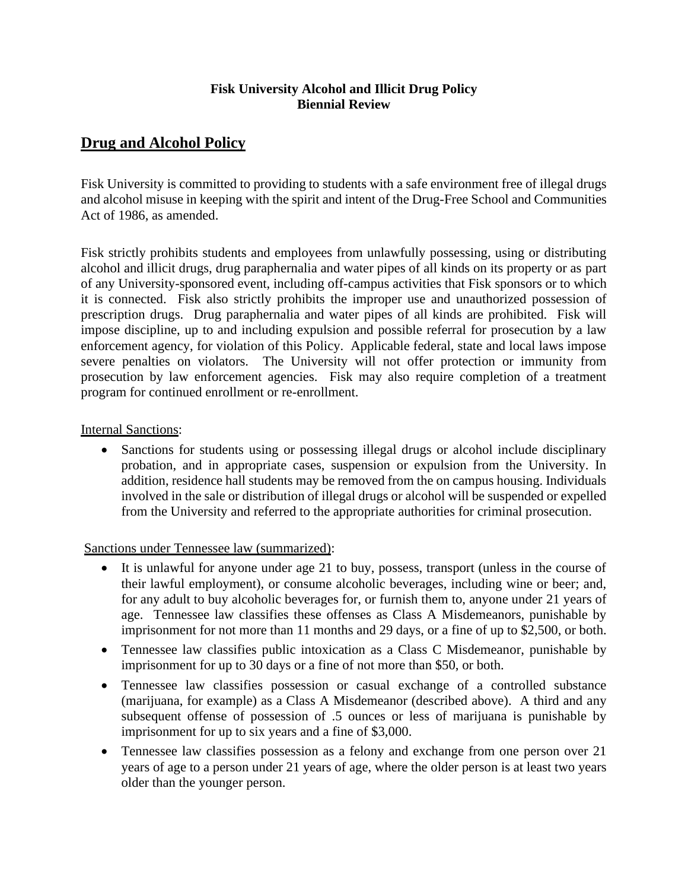**Fisk University Alcohol and Illicit Drug Policy**
**Biennial Review**

## Drug and Alcohol Policy

Fisk University is committed to providing to students with a safe environment free of illegal drugs and alcohol misuse in keeping with the spirit and intent of the Drug-Free School and Communities Act of 1986, as amended.

Fisk strictly prohibits students and employees from unlawfully possessing, using or distributing alcohol and illicit drugs, drug paraphernalia and water pipes of all kinds on its property or as part of any University-sponsored event, including off-campus activities that Fisk sponsors or to which it is connected. Fisk also strictly prohibits the improper use and unauthorized possession of prescription drugs. Drug paraphernalia and water pipes of all kinds are prohibited. Fisk will impose discipline, up to and including expulsion and possible referral for prosecution by a law enforcement agency, for violation of this Policy. Applicable federal, state and local laws impose severe penalties on violators. The University will not offer protection or immunity from prosecution by law enforcement agencies. Fisk may also require completion of a treatment program for continued enrollment or re-enrollment.

Internal Sanctions:

- Sanctions for students using or possessing illegal drugs or alcohol include disciplinary probation, and in appropriate cases, suspension or expulsion from the University. In addition, residence hall students may be removed from the on campus housing. Individuals involved in the sale or distribution of illegal drugs or alcohol will be suspended or expelled from the University and referred to the appropriate authorities for criminal prosecution.

Sanctions under Tennessee law (summarized):

- It is unlawful for anyone under age 21 to buy, possess, transport (unless in the course of their lawful employment), or consume alcoholic beverages, including wine or beer; and, for any adult to buy alcoholic beverages for, or furnish them to, anyone under 21 years of age. Tennessee law classifies these offenses as Class A Misdemeanors, punishable by imprisonment for not more than 11 months and 29 days, or a fine of up to $2,500, or both.
- Tennessee law classifies public intoxication as a Class C Misdemeanor, punishable by imprisonment for up to 30 days or a fine of not more than $50, or both.
- Tennessee law classifies possession or casual exchange of a controlled substance (marijuana, for example) as a Class A Misdemeanor (described above). A third and any subsequent offense of possession of .5 ounces or less of marijuana is punishable by imprisonment for up to six years and a fine of $3,000.
- Tennessee law classifies possession as a felony and exchange from one person over 21 years of age to a person under 21 years of age, where the older person is at least two years older than the younger person.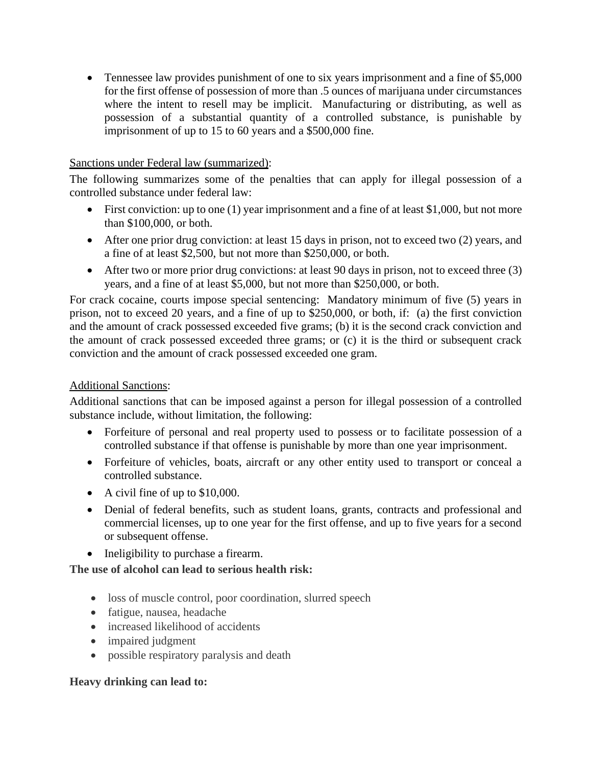- Tennessee law provides punishment of one to six years imprisonment and a fine of $5,000 for the first offense of possession of more than .5 ounces of marijuana under circumstances where the intent to resell may be implicit. Manufacturing or distributing, as well as possession of a substantial quantity of a controlled substance, is punishable by imprisonment of up to 15 to 60 years and a $500,000 fine.

<u>Sanctions under Federal law (summarized)</u>:

The following summarizes some of the penalties that can apply for illegal possession of a controlled substance under federal law:

- First conviction: up to one (1) year imprisonment and a fine of at least $1,000, but not more than $100,000, or both.
- After one prior drug conviction: at least 15 days in prison, not to exceed two (2) years, and a fine of at least $2,500, but not more than $250,000, or both.
- After two or more prior drug convictions: at least 90 days in prison, not to exceed three (3) years, and a fine of at least $5,000, but not more than $250,000, or both.

For crack cocaine, courts impose special sentencing: Mandatory minimum of five (5) years in prison, not to exceed 20 years, and a fine of up to $250,000, or both, if: (a) the first conviction and the amount of crack possessed exceeded five grams; (b) it is the second crack conviction and the amount of crack possessed exceeded three grams; or (c) it is the third or subsequent crack conviction and the amount of crack possessed exceeded one gram.

<u>Additional Sanctions</u>:

Additional sanctions that can be imposed against a person for illegal possession of a controlled substance include, without limitation, the following:

- Forfeiture of personal and real property used to possess or to facilitate possession of a controlled substance if that offense is punishable by more than one year imprisonment.
- Forfeiture of vehicles, boats, aircraft or any other entity used to transport or conceal a controlled substance.
- A civil fine of up to $10,000.
- Denial of federal benefits, such as student loans, grants, contracts and professional and commercial licenses, up to one year for the first offense, and up to five years for a second or subsequent offense.
- Ineligibility to purchase a firearm.

**The use of alcohol can lead to serious health risk:**

- loss of muscle control, poor coordination, slurred speech
- fatigue, nausea, headache
- increased likelihood of accidents
- impaired judgment
- possible respiratory paralysis and death

**Heavy drinking can lead to:**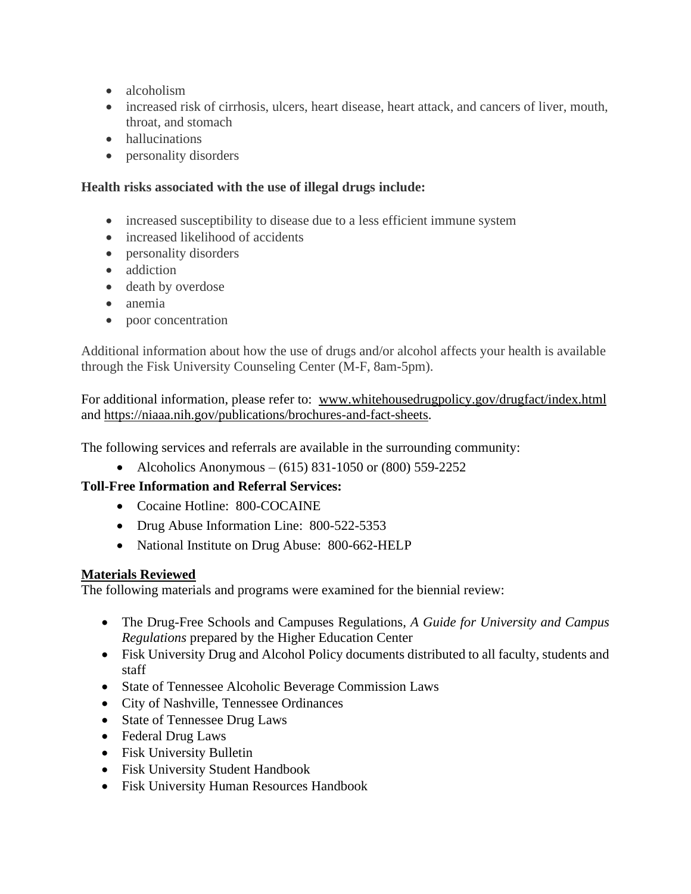- alcoholism
- increased risk of cirrhosis, ulcers, heart disease, heart attack, and cancers of liver, mouth, throat, and stomach
- hallucinations
- personality disorders

**Health risks associated with the use of illegal drugs include:**

- increased susceptibility to disease due to a less efficient immune system
- increased likelihood of accidents
- personality disorders
- addiction
- death by overdose
- anemia
- poor concentration

Additional information about how the use of drugs and/or alcohol affects your health is available through the Fisk University Counseling Center (M-F, 8am-5pm).

For additional information, please refer to: www.whitehousedrugpolicy.gov/drugfact/index.html and https://niaaa.nih.gov/publications/brochures-and-fact-sheets.

The following services and referrals are available in the surrounding community:

- Alcoholics Anonymous – (615) 831-1050 or (800) 559-2252

**Toll-Free Information and Referral Services:**

- Cocaine Hotline: 800-COCAINE
- Drug Abuse Information Line: 800-522-5353
- National Institute on Drug Abuse: 800-662-HELP

**Materials Reviewed**

The following materials and programs were examined for the biennial review:

- The Drug-Free Schools and Campuses Regulations, *A Guide for University and Campus Regulations* prepared by the Higher Education Center
- Fisk University Drug and Alcohol Policy documents distributed to all faculty, students and staff
- State of Tennessee Alcoholic Beverage Commission Laws
- City of Nashville, Tennessee Ordinances
- State of Tennessee Drug Laws
- Federal Drug Laws
- Fisk University Bulletin
- Fisk University Student Handbook
- Fisk University Human Resources Handbook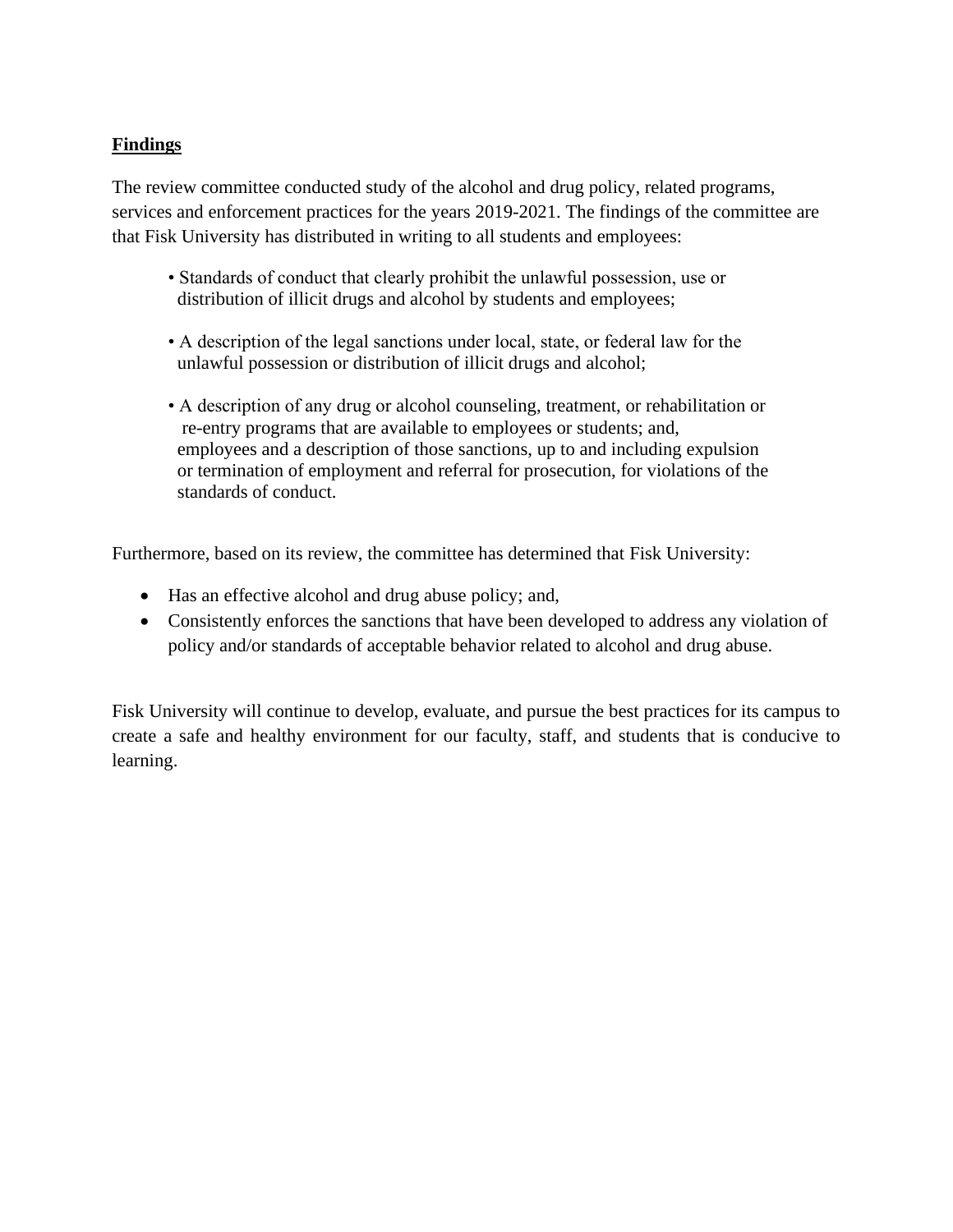**Findings**

The review committee conducted study of the alcohol and drug policy, related programs, services and enforcement practices for the years 2019-2021. The findings of the committee are that Fisk University has distributed in writing to all students and employees:

- Standards of conduct that clearly prohibit the unlawful possession, use or distribution of illicit drugs and alcohol by students and employees;
- A description of the legal sanctions under local, state, or federal law for the unlawful possession or distribution of illicit drugs and alcohol;
- A description of any drug or alcohol counseling, treatment, or rehabilitation or re-entry programs that are available to employees or students; and, employees and a description of those sanctions, up to and including expulsion or termination of employment and referral for prosecution, for violations of the standards of conduct.

Furthermore, based on its review, the committee has determined that Fisk University:

- Has an effective alcohol and drug abuse policy; and,
- Consistently enforces the sanctions that have been developed to address any violation of policy and/or standards of acceptable behavior related to alcohol and drug abuse.

Fisk University will continue to develop, evaluate, and pursue the best practices for its campus to create a safe and healthy environment for our faculty, staff, and students that is conducive to learning.